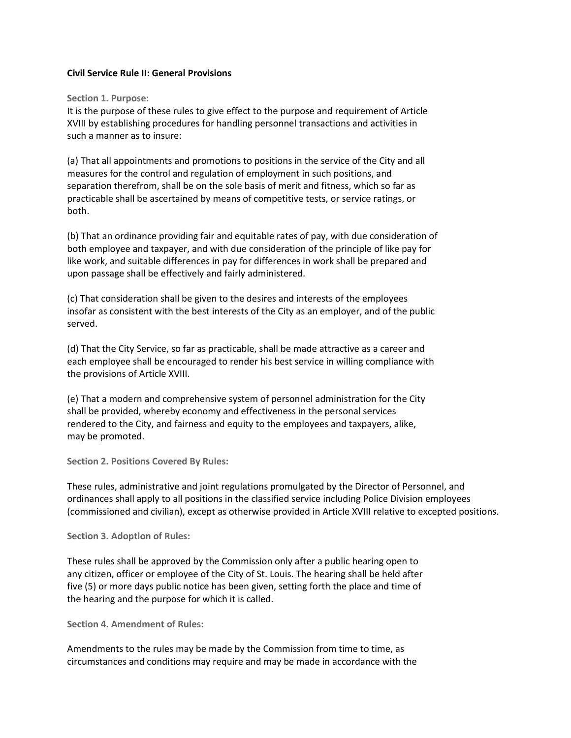# Civil Service Rule II: General Provisions

### Section 1. Purpose:

It is the purpose of these rules to give effect to the purpose and requirement of Article XVIII by establishing procedures for handling personnel transactions and activities in such a manner as to insure:

(a) That all appointments and promotions to positions in the service of the City and all measures for the control and regulation of employment in such positions, and separation therefrom, shall be on the sole basis of merit and fitness, which so far as practicable shall be ascertained by means of competitive tests, or service ratings, or both.

(b) That an ordinance providing fair and equitable rates of pay, with due consideration of both employee and taxpayer, and with due consideration of the principle of like pay for like work, and suitable differences in pay for differences in work shall be prepared and upon passage shall be effectively and fairly administered.

(c) That consideration shall be given to the desires and interests of the employees insofar as consistent with the best interests of the City as an employer, and of the public served.

(d) That the City Service, so far as practicable, shall be made attractive as a career and each employee shall be encouraged to render his best service in willing compliance with the provisions of Article XVIII.

(e) That a modern and comprehensive system of personnel administration for the City shall be provided, whereby economy and effectiveness in the personal services rendered to the City, and fairness and equity to the employees and taxpayers, alike, may be promoted.

### Section 2. Positions Covered By Rules:

These rules, administrative and joint regulations promulgated by the Director of Personnel, and ordinances shall apply to all positions in the classified service including Police Division employees (commissioned and civilian), except as otherwise provided in Article XVIII relative to excepted positions.

### Section 3. Adoption of Rules:

These rules shall be approved by the Commission only after a public hearing open to any citizen, officer or employee of the City of St. Louis. The hearing shall be held after five (5) or more days public notice has been given, setting forth the place and time of the hearing and the purpose for which it is called.

### Section 4. Amendment of Rules:

Amendments to the rules may be made by the Commission from time to time, as circumstances and conditions may require and may be made in accordance with the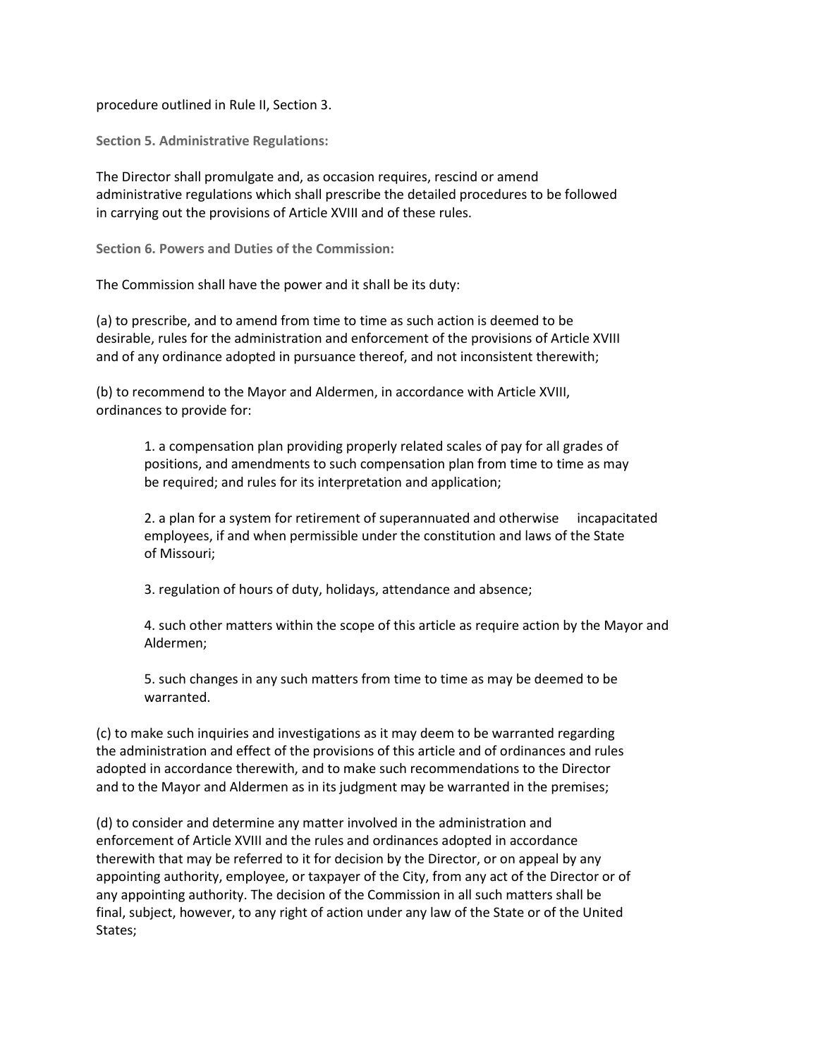procedure outlined in Rule II, Section 3.

**Section 5. Administrative Regulations:**

The Director shall promulgate and, as occasion requires, rescind or amend administrative regulations which shall prescribe the detailed procedures to be followed in carrying out the provisions of Article XVIII and of these rules.

**Section 6. Powers and Duties of the Commission:**

The Commission shall have the power and it shall be its duty:

(a) to prescribe, and to amend from time to time as such action is deemed to be desirable, rules for the administration and enforcement of the provisions of Article XVIII and of any ordinance adopted in pursuance thereof, and not inconsistent therewith;

(b) to recommend to the Mayor and Aldermen, in accordance with Article XVIII, ordinances to provide for:

> 1. a compensation plan providing properly related scales of pay for all grades of positions, and amendments to such compensation plan from time to time as may be required; and rules for its interpretation and application;
>
> 2. a plan for a system for retirement of superannuated and otherwise incapacitated employees, if and when permissible under the constitution and laws of the State of Missouri;
>
> 3. regulation of hours of duty, holidays, attendance and absence;
>
> 4. such other matters within the scope of this article as require action by the Mayor and Aldermen;
>
> 5. such changes in any such matters from time to time as may be deemed to be warranted.

(c) to make such inquiries and investigations as it may deem to be warranted regarding the administration and effect of the provisions of this article and of ordinances and rules adopted in accordance therewith, and to make such recommendations to the Director and to the Mayor and Aldermen as in its judgment may be warranted in the premises;

(d) to consider and determine any matter involved in the administration and enforcement of Article XVIII and the rules and ordinances adopted in accordance therewith that may be referred to it for decision by the Director, or on appeal by any appointing authority, employee, or taxpayer of the City, from any act of the Director or of any appointing authority. The decision of the Commission in all such matters shall be final, subject, however, to any right of action under any law of the State or of the United States;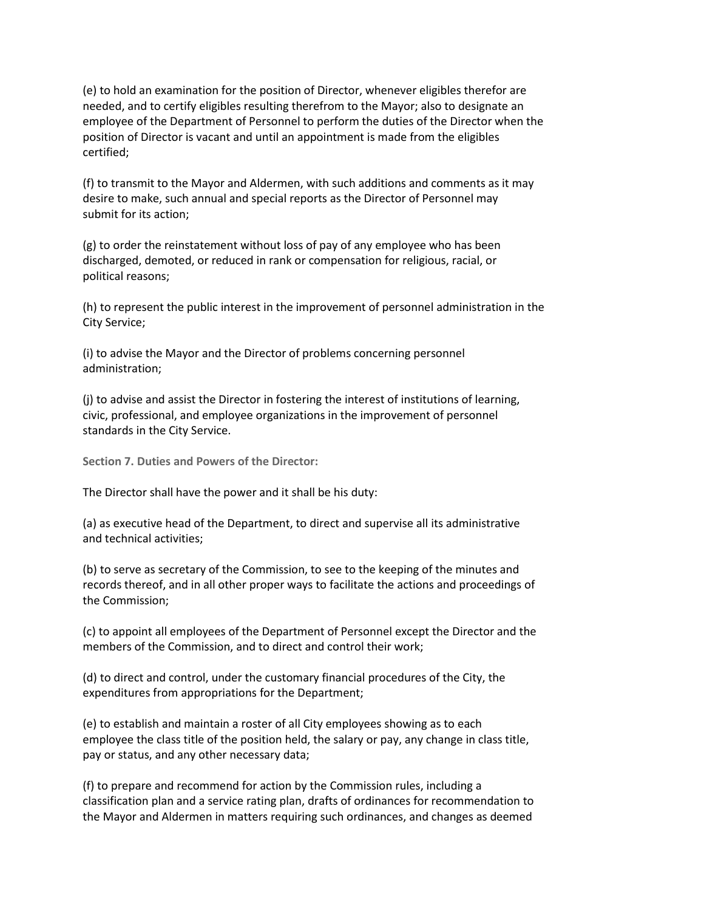(e) to hold an examination for the position of Director, whenever eligibles therefor are needed, and to certify eligibles resulting therefrom to the Mayor; also to designate an employee of the Department of Personnel to perform the duties of the Director when the position of Director is vacant and until an appointment is made from the eligibles certified;

(f) to transmit to the Mayor and Aldermen, with such additions and comments as it may desire to make, such annual and special reports as the Director of Personnel may submit for its action;

(g) to order the reinstatement without loss of pay of any employee who has been discharged, demoted, or reduced in rank or compensation for religious, racial, or political reasons;

(h) to represent the public interest in the improvement of personnel administration in the City Service;

(i) to advise the Mayor and the Director of problems concerning personnel administration;

(j) to advise and assist the Director in fostering the interest of institutions of learning, civic, professional, and employee organizations in the improvement of personnel standards in the City Service.

**Section 7. Duties and Powers of the Director:**

The Director shall have the power and it shall be his duty:

(a) as executive head of the Department, to direct and supervise all its administrative and technical activities;

(b) to serve as secretary of the Commission, to see to the keeping of the minutes and records thereof, and in all other proper ways to facilitate the actions and proceedings of the Commission;

(c) to appoint all employees of the Department of Personnel except the Director and the members of the Commission, and to direct and control their work;

(d) to direct and control, under the customary financial procedures of the City, the expenditures from appropriations for the Department;

(e) to establish and maintain a roster of all City employees showing as to each employee the class title of the position held, the salary or pay, any change in class title, pay or status, and any other necessary data;

(f) to prepare and recommend for action by the Commission rules, including a classification plan and a service rating plan, drafts of ordinances for recommendation to the Mayor and Aldermen in matters requiring such ordinances, and changes as deemed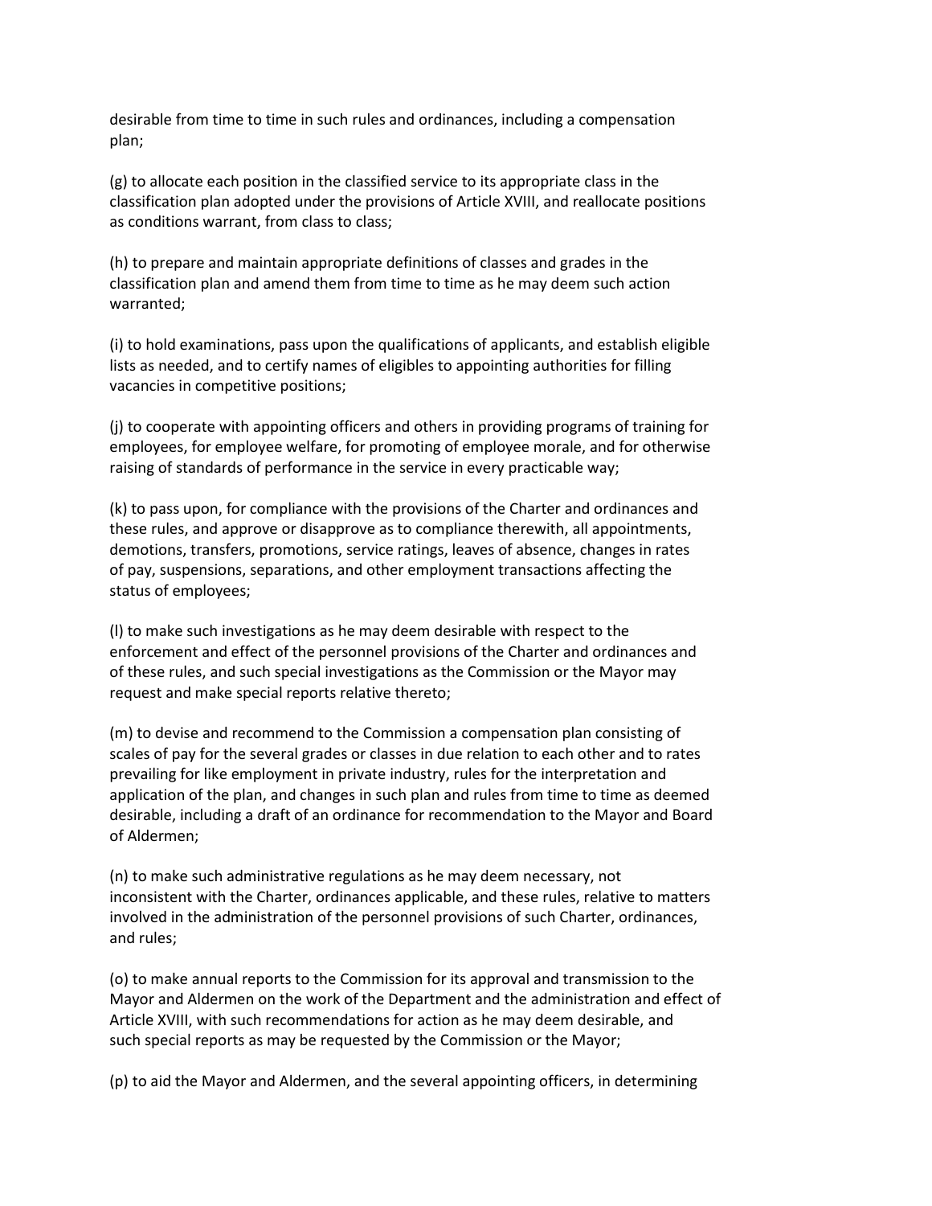desirable from time to time in such rules and ordinances, including a compensation plan;

(g) to allocate each position in the classified service to its appropriate class in the classification plan adopted under the provisions of Article XVIII, and reallocate positions as conditions warrant, from class to class;

(h) to prepare and maintain appropriate definitions of classes and grades in the classification plan and amend them from time to time as he may deem such action warranted;

(i) to hold examinations, pass upon the qualifications of applicants, and establish eligible lists as needed, and to certify names of eligibles to appointing authorities for filling vacancies in competitive positions;

(j) to cooperate with appointing officers and others in providing programs of training for employees, for employee welfare, for promoting of employee morale, and for otherwise raising of standards of performance in the service in every practicable way;

(k) to pass upon, for compliance with the provisions of the Charter and ordinances and these rules, and approve or disapprove as to compliance therewith, all appointments, demotions, transfers, promotions, service ratings, leaves of absence, changes in rates of pay, suspensions, separations, and other employment transactions affecting the status of employees;

(l) to make such investigations as he may deem desirable with respect to the enforcement and effect of the personnel provisions of the Charter and ordinances and of these rules, and such special investigations as the Commission or the Mayor may request and make special reports relative thereto;

(m) to devise and recommend to the Commission a compensation plan consisting of scales of pay for the several grades or classes in due relation to each other and to rates prevailing for like employment in private industry, rules for the interpretation and application of the plan, and changes in such plan and rules from time to time as deemed desirable, including a draft of an ordinance for recommendation to the Mayor and Board of Aldermen;

(n) to make such administrative regulations as he may deem necessary, not inconsistent with the Charter, ordinances applicable, and these rules, relative to matters involved in the administration of the personnel provisions of such Charter, ordinances, and rules;

(o) to make annual reports to the Commission for its approval and transmission to the Mayor and Aldermen on the work of the Department and the administration and effect of Article XVIII, with such recommendations for action as he may deem desirable, and such special reports as may be requested by the Commission or the Mayor;

(p) to aid the Mayor and Aldermen, and the several appointing officers, in determining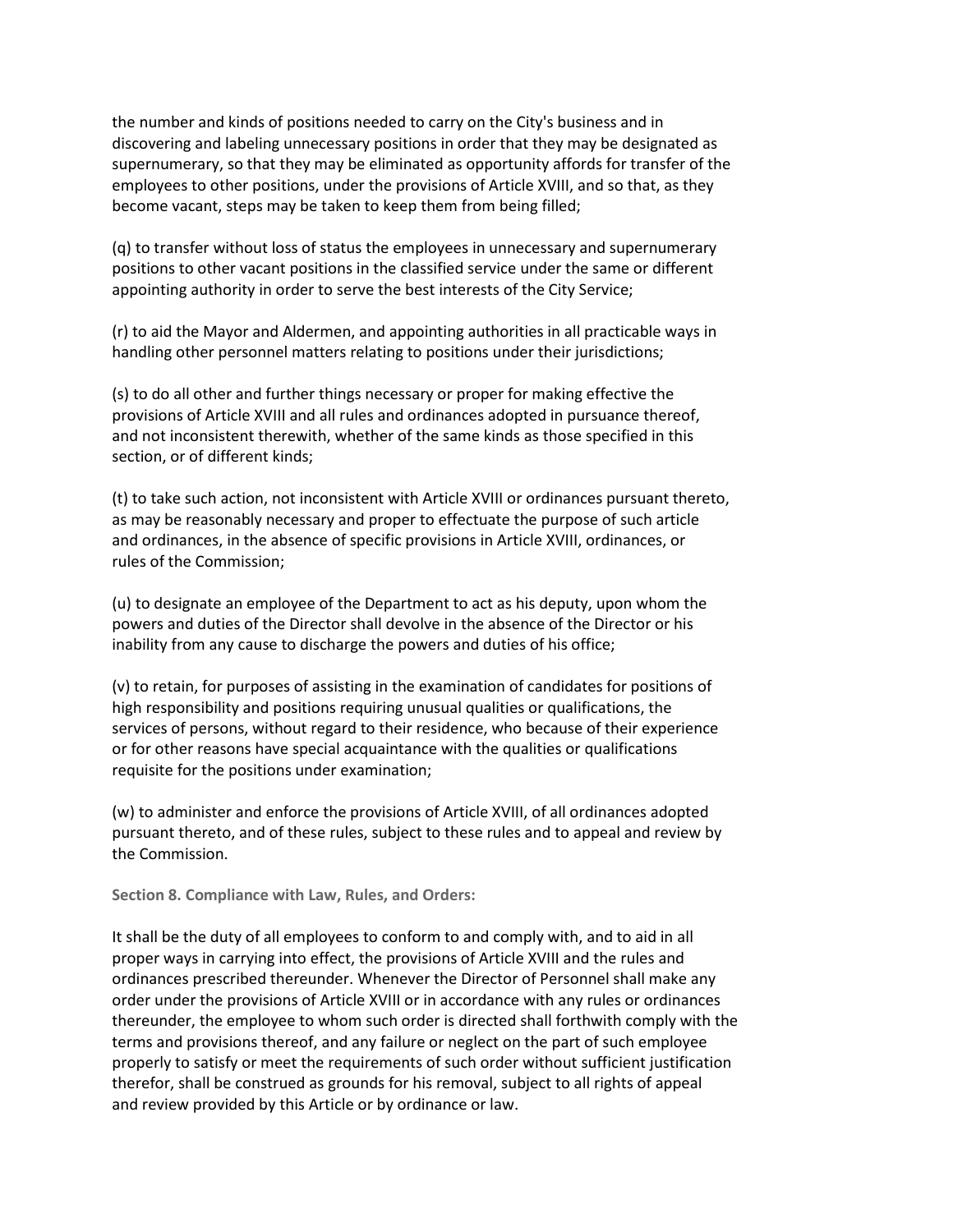the number and kinds of positions needed to carry on the City's business and in discovering and labeling unnecessary positions in order that they may be designated as supernumerary, so that they may be eliminated as opportunity affords for transfer of the employees to other positions, under the provisions of Article XVIII, and so that, as they become vacant, steps may be taken to keep them from being filled;

(q) to transfer without loss of status the employees in unnecessary and supernumerary positions to other vacant positions in the classified service under the same or different appointing authority in order to serve the best interests of the City Service;

(r) to aid the Mayor and Aldermen, and appointing authorities in all practicable ways in handling other personnel matters relating to positions under their jurisdictions;

(s) to do all other and further things necessary or proper for making effective the provisions of Article XVIII and all rules and ordinances adopted in pursuance thereof, and not inconsistent therewith, whether of the same kinds as those specified in this section, or of different kinds;

(t) to take such action, not inconsistent with Article XVIII or ordinances pursuant thereto, as may be reasonably necessary and proper to effectuate the purpose of such article and ordinances, in the absence of specific provisions in Article XVIII, ordinances, or rules of the Commission;

(u) to designate an employee of the Department to act as his deputy, upon whom the powers and duties of the Director shall devolve in the absence of the Director or his inability from any cause to discharge the powers and duties of his office;

(v) to retain, for purposes of assisting in the examination of candidates for positions of high responsibility and positions requiring unusual qualities or qualifications, the services of persons, without regard to their residence, who because of their experience or for other reasons have special acquaintance with the qualities or qualifications requisite for the positions under examination;

(w) to administer and enforce the provisions of Article XVIII, of all ordinances adopted pursuant thereto, and of these rules, subject to these rules and to appeal and review by the Commission.

**Section 8. Compliance with Law, Rules, and Orders:**

It shall be the duty of all employees to conform to and comply with, and to aid in all proper ways in carrying into effect, the provisions of Article XVIII and the rules and ordinances prescribed thereunder. Whenever the Director of Personnel shall make any order under the provisions of Article XVIII or in accordance with any rules or ordinances thereunder, the employee to whom such order is directed shall forthwith comply with the terms and provisions thereof, and any failure or neglect on the part of such employee properly to satisfy or meet the requirements of such order without sufficient justification therefor, shall be construed as grounds for his removal, subject to all rights of appeal and review provided by this Article or by ordinance or law.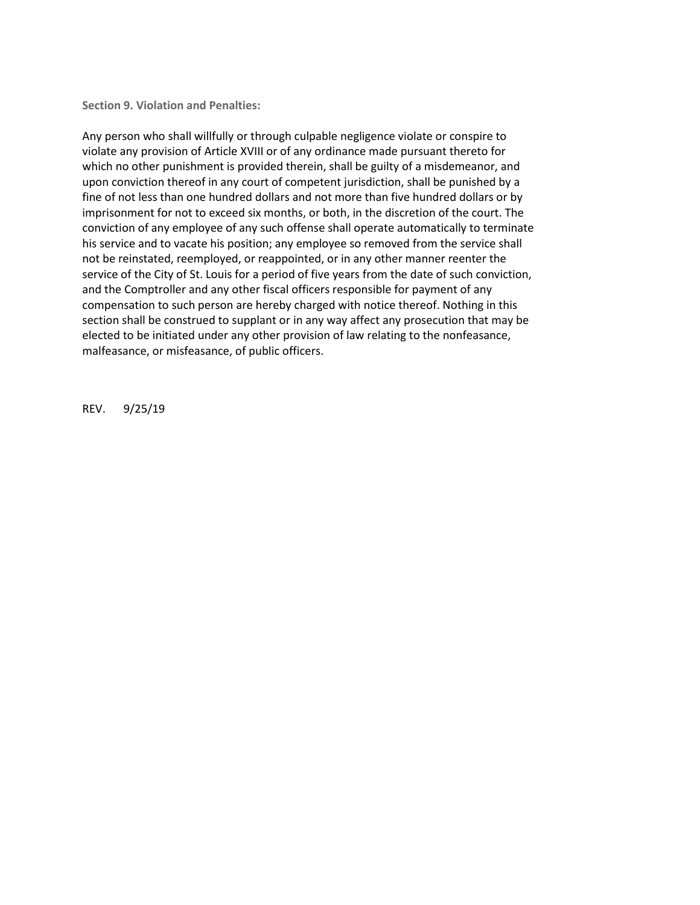**Section 9. Violation and Penalties:**

Any person who shall willfully or through culpable negligence violate or conspire to violate any provision of Article XVIII or of any ordinance made pursuant thereto for which no other punishment is provided therein, shall be guilty of a misdemeanor, and upon conviction thereof in any court of competent jurisdiction, shall be punished by a fine of not less than one hundred dollars and not more than five hundred dollars or by imprisonment for not to exceed six months, or both, in the discretion of the court. The conviction of any employee of any such offense shall operate automatically to terminate his service and to vacate his position; any employee so removed from the service shall not be reinstated, reemployed, or reappointed, or in any other manner reenter the service of the City of St. Louis for a period of five years from the date of such conviction, and the Comptroller and any other fiscal officers responsible for payment of any compensation to such person are hereby charged with notice thereof. Nothing in this section shall be construed to supplant or in any way affect any prosecution that may be elected to be initiated under any other provision of law relating to the nonfeasance, malfeasance, or misfeasance, of public officers.

REV. 9/25/19